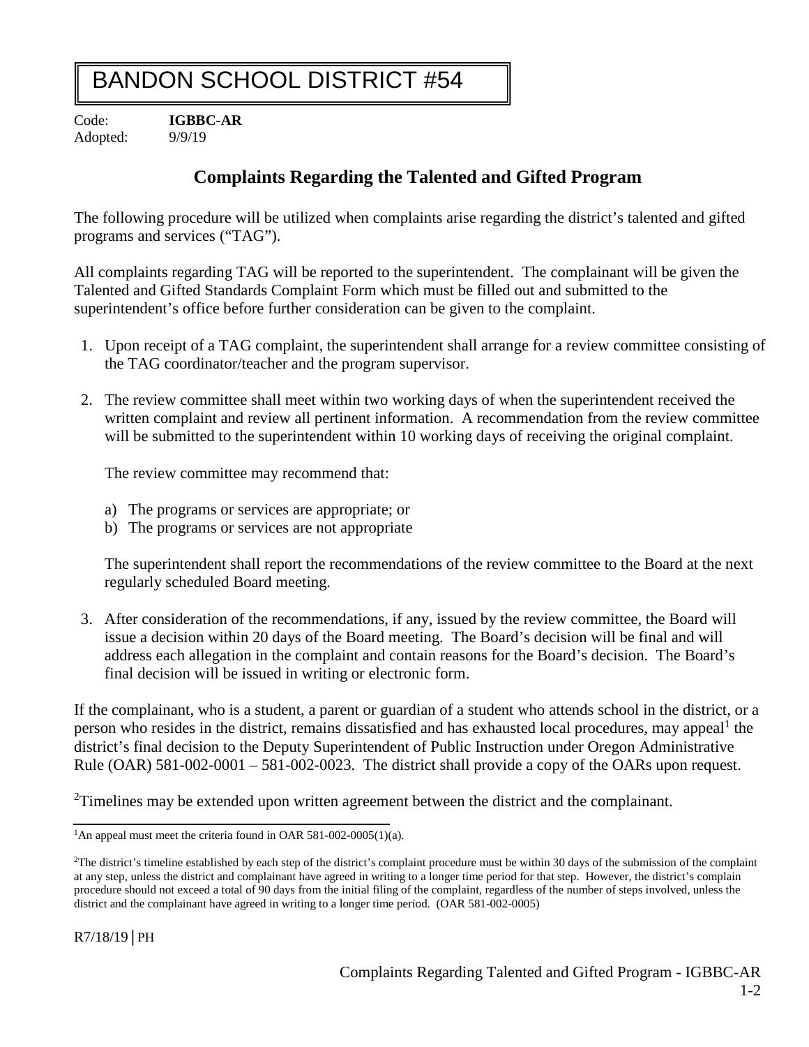# BANDON SCHOOL DISTRICT #54

Code: **IGBBC-AR**
Adopted: 9/9/19

## Complaints Regarding the Talented and Gifted Program

The following procedure will be utilized when complaints arise regarding the district's talented and gifted programs and services ("TAG").

All complaints regarding TAG will be reported to the superintendent. The complainant will be given the Talented and Gifted Standards Complaint Form which must be filled out and submitted to the superintendent's office before further consideration can be given to the complaint.

1. Upon receipt of a TAG complaint, the superintendent shall arrange for a review committee consisting of the TAG coordinator/teacher and the program supervisor.

2. The review committee shall meet within two working days of when the superintendent received the written complaint and review all pertinent information. A recommendation from the review committee will be submitted to the superintendent within 10 working days of receiving the original complaint.

   The review committee may recommend that:

   a) The programs or services are appropriate; or
   b) The programs or services are not appropriate

   The superintendent shall report the recommendations of the review committee to the Board at the next regularly scheduled Board meeting.

3. After consideration of the recommendations, if any, issued by the review committee, the Board will issue a decision within 20 days of the Board meeting. The Board's decision will be final and will address each allegation in the complaint and contain reasons for the Board's decision. The Board's final decision will be issued in writing or electronic form.

If the complainant, who is a student, a parent or guardian of a student who attends school in the district, or a person who resides in the district, remains dissatisfied and has exhausted local procedures, may appeal[1] the district's final decision to the Deputy Superintendent of Public Instruction under Oregon Administrative Rule (OAR) 581-002-0001 – 581-002-0023. The district shall provide a copy of the OARs upon request.

[2]Timelines may be extended upon written agreement between the district and the complainant.

---

[1]An appeal must meet the criteria found in OAR 581-002-0005(1)(a).

[2]The district's timeline established by each step of the district's complaint procedure must be within 30 days of the submission of the complaint at any step, unless the district and complainant have agreed in writing to a longer time period for that step. However, the district's complain procedure should not exceed a total of 90 days from the initial filing of the complaint, regardless of the number of steps involved, unless the district and the complainant have agreed in writing to a longer time period. (OAR 581-002-0005)

R7/18/19│PH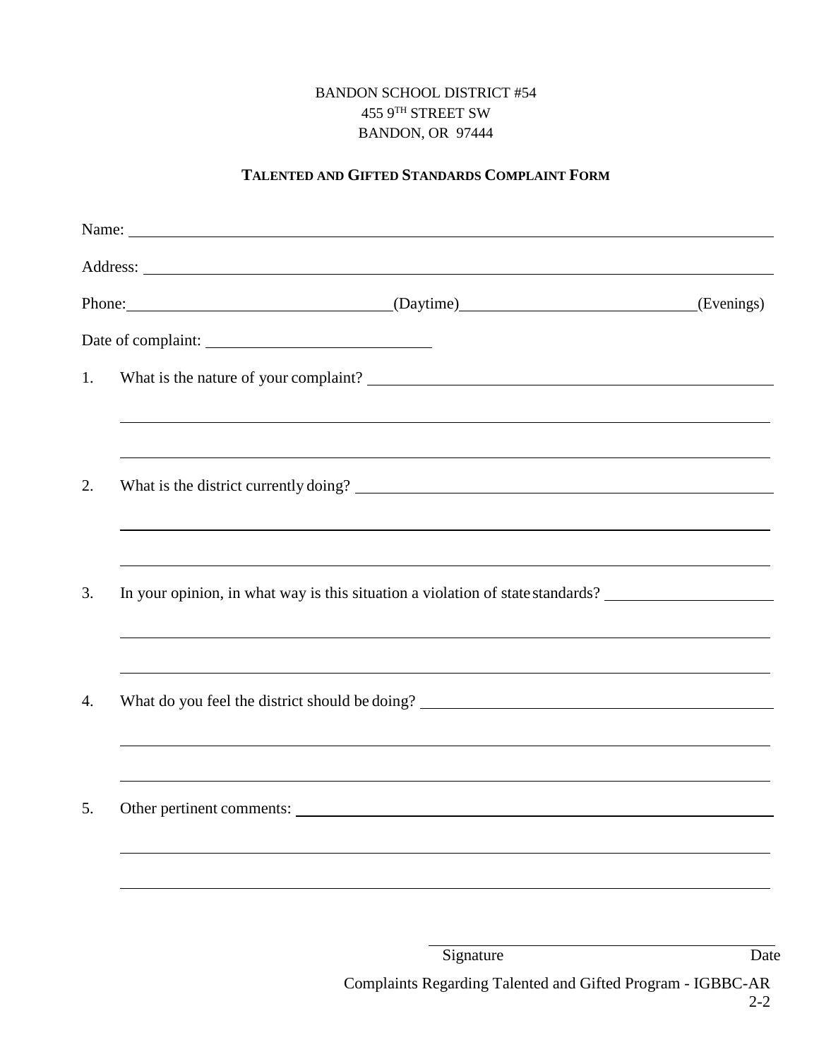BANDON SCHOOL DISTRICT #54
455 9TH STREET SW
BANDON, OR 97444

## TALENTED AND GIFTED STANDARDS COMPLAINT FORM

Name: ______________________________________________

Address: ______________________________________________

Phone: ____________________ (Daytime) ____________________ (Evenings)

Date of complaint: ____________________

1. What is the nature of your complaint? ______________________________________________

______________________________________________

______________________________________________

2. What is the district currently doing? ______________________________________________

______________________________________________

______________________________________________

3. In your opinion, in what way is this situation a violation of state standards? ____________________

______________________________________________

______________________________________________

4. What do you feel the district should be doing? ______________________________________________

______________________________________________

______________________________________________

5. Other pertinent comments: ______________________________________________

______________________________________________

______________________________________________

______________________________________________
Signature Date

Complaints Regarding Talented and Gifted Program - IGBBC-AR